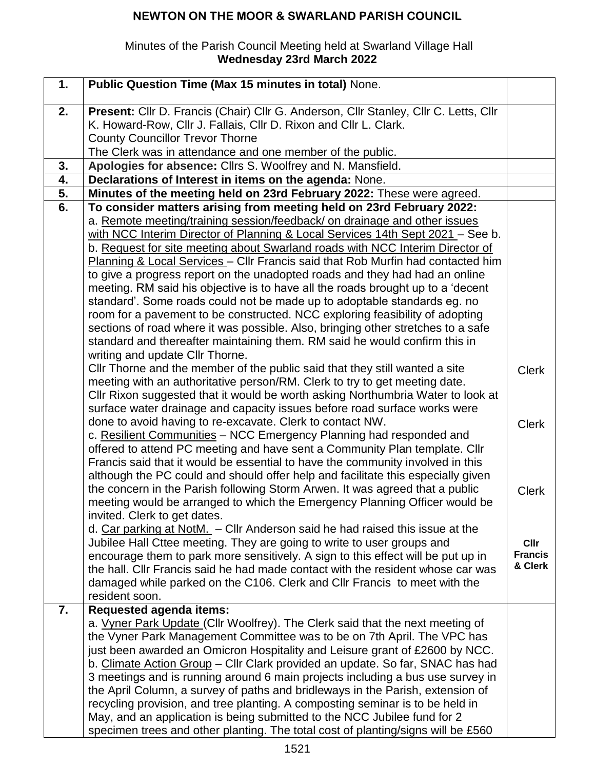# NEWTON ON THE MOOR & SWARLAND PARISH COUNCIL

Minutes of the Parish Council Meeting held at Swarland Village Hall
**Wednesday 23rd March 2022**

| | | |
|---|---|---|
| **1.** | **Public Question Time (Max 15 minutes in total)** None. | |
| **2.** | **Present:** Cllr D. Francis (Chair) Cllr G. Anderson, Cllr Stanley, Cllr C. Letts, Cllr K. Howard-Row, Cllr J. Fallais, Cllr D. Rixon and Cllr L. Clark.<br>County Councillor Trevor Thorne<br>The Clerk was in attendance and one member of the public. | |
| **3.** | **Apologies for absence:** Cllrs S. Woolfrey and N. Mansfield. | |
| **4.** | **Declarations of Interest in items on the agenda:** None. | |
| **5.** | **Minutes of the meeting held on 23rd February 2022:** These were agreed. | |
| **6.** | **To consider matters arising from meeting held on 23rd February 2022:**<br>a. Remote meeting/training session/feedback/ on drainage and other issues with NCC Interim Director of Planning & Local Services 14th Sept 2021 – See b.<br>b. Request for site meeting about Swarland roads with NCC Interim Director of Planning & Local Services – Cllr Francis said that Rob Murfin had contacted him to give a progress report on the unadopted roads and they had had an online meeting. RM said his objective is to have all the roads brought up to a 'decent standard'. Some roads could not be made up to adoptable standards eg. no room for a pavement to be constructed. NCC exploring feasibility of adopting sections of road where it was possible. Also, bringing other stretches to a safe standard and thereafter maintaining them. RM said he would confirm this in writing and update Cllr Thorne.<br>Cllr Thorne and the member of the public said that they still wanted a site meeting with an authoritative person/RM. Clerk to try to get meeting date.<br>Cllr Rixon suggested that it would be worth asking Northumbria Water to look at surface water drainage and capacity issues before road surface works were done to avoid having to re-excavate. Clerk to contact NW.<br>c. Resilient Communities – NCC Emergency Planning had responded and offered to attend PC meeting and have sent a Community Plan template. Cllr Francis said that it would be essential to have the community involved in this although the PC could and should offer help and facilitate this especially given the concern in the Parish following Storm Arwen. It was agreed that a public meeting would be arranged to which the Emergency Planning Officer would be invited. Clerk to get dates.<br>d. Car parking at NotM. – Cllr Anderson said he had raised this issue at the Jubilee Hall Cttee meeting. They are going to write to user groups and encourage them to park more sensitively. A sign to this effect will be put up in the hall. Cllr Francis said he had made contact with the resident whose car was damaged while parked on the C106. Clerk and Cllr Francis to meet with the resident soon. | Clerk<br><br>Clerk<br><br>Clerk<br><br>**Cllr Francis & Clerk** |
| **7.** | **Requested agenda items:**<br>a. Vyner Park Update (Cllr Woolfrey). The Clerk said that the next meeting of the Vyner Park Management Committee was to be on 7th April. The VPC has just been awarded an Omicron Hospitality and Leisure grant of £2600 by NCC.<br>b. Climate Action Group – Cllr Clark provided an update. So far, SNAC has had 3 meetings and is running around 6 main projects including a bus use survey in the April Column, a survey of paths and bridleways in the Parish, extension of recycling provision, and tree planting. A composting seminar is to be held in May, and an application is being submitted to the NCC Jubilee fund for 2 specimen trees and other planting. The total cost of planting/signs will be £560 | |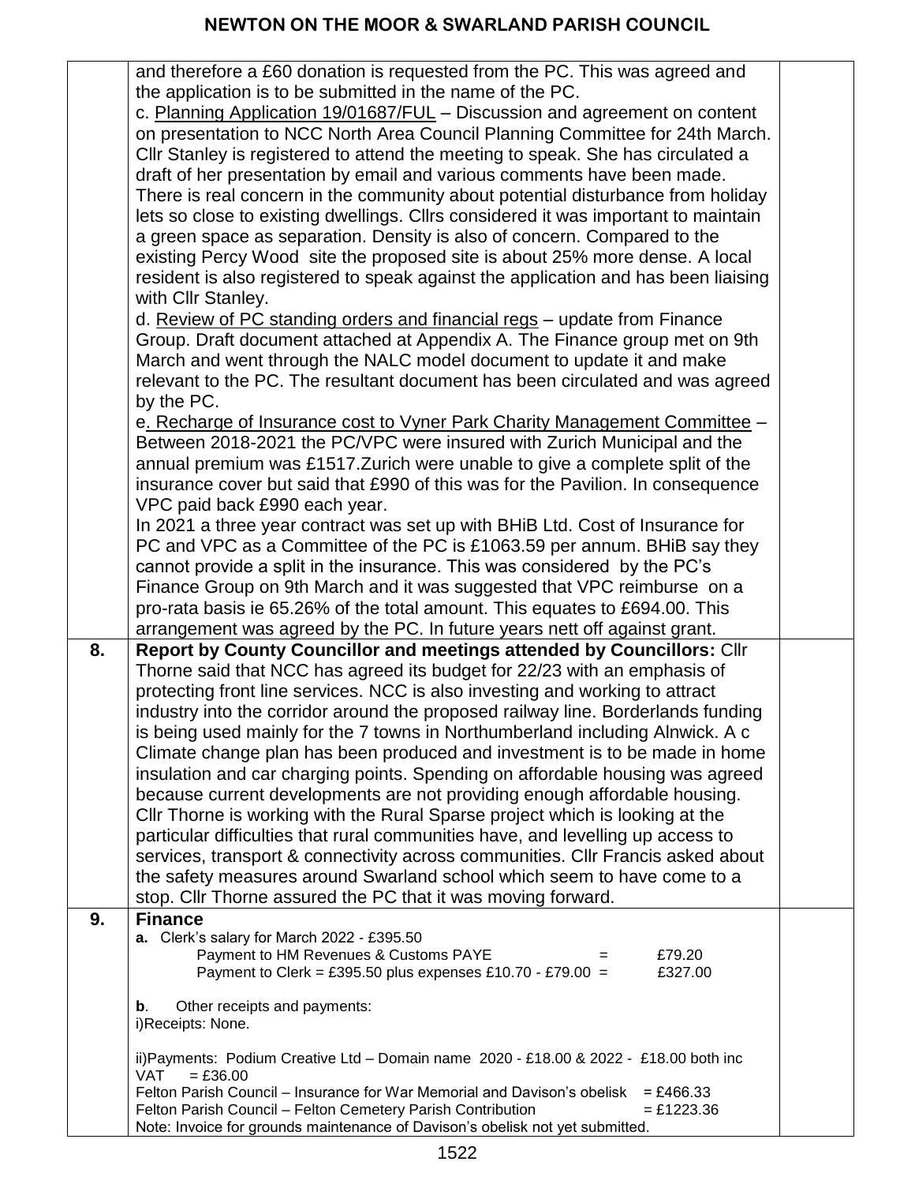| | | |
|---|---|---|
| | and therefore a £60 donation is requested from the PC. This was agreed and the application is to be submitted in the name of the PC.<br>c. Planning Application 19/01687/FUL – Discussion and agreement on content on presentation to NCC North Area Council Planning Committee for 24th March. Cllr Stanley is registered to attend the meeting to speak. She has circulated a draft of her presentation by email and various comments have been made. There is real concern in the community about potential disturbance from holiday lets so close to existing dwellings. Cllrs considered it was important to maintain a green space as separation. Density is also of concern. Compared to the existing Percy Wood site the proposed site is about 25% more dense. A local resident is also registered to speak against the application and has been liaising with Cllr Stanley.<br>d. Review of PC standing orders and financial regs – update from Finance Group. Draft document attached at Appendix A. The Finance group met on 9th March and went through the NALC model document to update it and make relevant to the PC. The resultant document has been circulated and was agreed by the PC.<br>e. Recharge of Insurance cost to Vyner Park Charity Management Committee – Between 2018-2021 the PC/VPC were insured with Zurich Municipal and the annual premium was £1517.Zurich were unable to give a complete split of the insurance cover but said that £990 of this was for the Pavilion. In consequence VPC paid back £990 each year.<br>In 2021 a three year contract was set up with BHiB Ltd. Cost of Insurance for PC and VPC as a Committee of the PC is £1063.59 per annum. BHiB say they cannot provide a split in the insurance. This was considered by the PC's Finance Group on 9th March and it was suggested that VPC reimburse on a pro-rata basis ie 65.26% of the total amount. This equates to £694.00. This arrangement was agreed by the PC. In future years nett off against grant. | |
| **8.** | **Report by County Councillor and meetings attended by Councillors:** Cllr Thorne said that NCC has agreed its budget for 22/23 with an emphasis of protecting front line services. NCC is also investing and working to attract industry into the corridor around the proposed railway line. Borderlands funding is being used mainly for the 7 towns in Northumberland including Alnwick. A c Climate change plan has been produced and investment is to be made in home insulation and car charging points. Spending on affordable housing was agreed because current developments are not providing enough affordable housing. Cllr Thorne is working with the Rural Sparse project which is looking at the particular difficulties that rural communities have, and levelling up access to services, transport & connectivity across communities. Cllr Francis asked about the safety measures around Swarland school which seem to have come to a stop. Cllr Thorne assured the PC that it was moving forward. | |
| **9.** | **Finance**<br>**a.** Clerk's salary for March 2022 - £395.50<br>Payment to HM Revenues & Customs PAYE = £79.20<br>Payment to Clerk = £395.50 plus expenses £10.70 - £79.00 = £327.00<br><br>**b**. Other receipts and payments:<br>i)Receipts: None.<br><br>ii)Payments: Podium Creative Ltd – Domain name 2020 - £18.00 & 2022 - £18.00 both inc VAT = £36.00<br>Felton Parish Council – Insurance for War Memorial and Davison's obelisk = £466.33<br>Felton Parish Council – Felton Cemetery Parish Contribution = £1223.36<br>Note: Invoice for grounds maintenance of Davison's obelisk not yet submitted. | |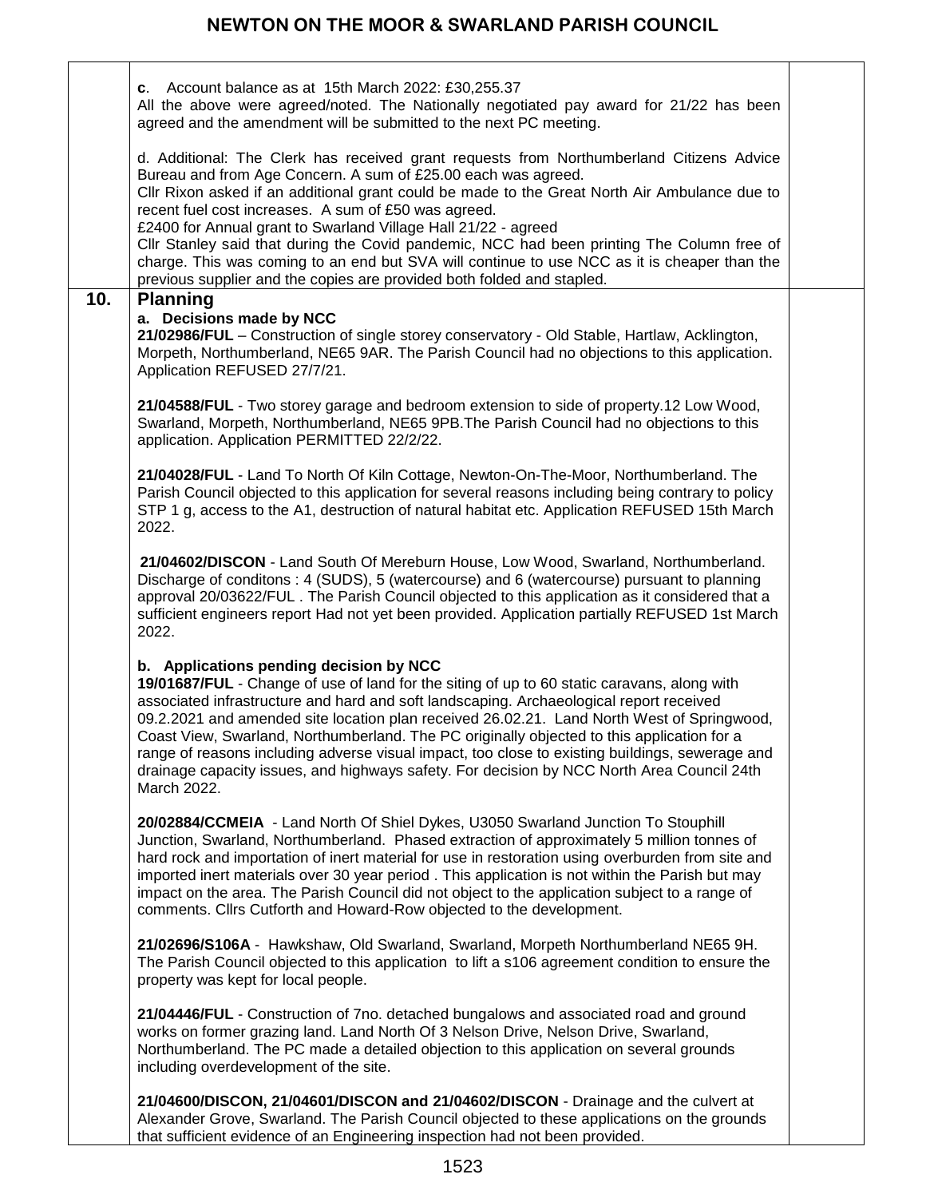| | | |
|---|---|---|
| | **c**. Account balance as at 15th March 2022: £30,255.37<br>All the above were agreed/noted. The Nationally negotiated pay award for 21/22 has been agreed and the amendment will be submitted to the next PC meeting.<br><br>d. Additional: The Clerk has received grant requests from Northumberland Citizens Advice Bureau and from Age Concern. A sum of £25.00 each was agreed.<br>Cllr Rixon asked if an additional grant could be made to the Great North Air Ambulance due to recent fuel cost increases. A sum of £50 was agreed.<br>£2400 for Annual grant to Swarland Village Hall 21/22 - agreed<br>Cllr Stanley said that during the Covid pandemic, NCC had been printing The Column free of charge. This was coming to an end but SVA will continue to use NCC as it is cheaper than the previous supplier and the copies are provided both folded and stapled. | |
| **10.** | **Planning**<br>**a. Decisions made by NCC**<br>**21/02986/FUL** – Construction of single storey conservatory - Old Stable, Hartlaw, Acklington, Morpeth, Northumberland, NE65 9AR. The Parish Council had no objections to this application. Application REFUSED 27/7/21.<br><br>**21/04588/FUL** - Two storey garage and bedroom extension to side of property.12 Low Wood, Swarland, Morpeth, Northumberland, NE65 9PB.The Parish Council had no objections to this application. Application PERMITTED 22/2/22.<br><br>**21/04028/FUL** - Land To North Of Kiln Cottage, Newton-On-The-Moor, Northumberland. The Parish Council objected to this application for several reasons including being contrary to policy STP 1 g, access to the A1, destruction of natural habitat etc. Application REFUSED 15th March 2022.<br><br>**21/04602/DISCON** - Land South Of Mereburn House, Low Wood, Swarland, Northumberland. Discharge of conditons : 4 (SUDS), 5 (watercourse) and 6 (watercourse) pursuant to planning approval 20/03622/FUL . The Parish Council objected to this application as it considered that a sufficient engineers report Had not yet been provided. Application partially REFUSED 1st March 2022.<br><br>**b. Applications pending decision by NCC**<br>**19/01687/FUL** - Change of use of land for the siting of up to 60 static caravans, along with associated infrastructure and hard and soft landscaping. Archaeological report received 09.2.2021 and amended site location plan received 26.02.21. Land North West of Springwood, Coast View, Swarland, Northumberland. The PC originally objected to this application for a range of reasons including adverse visual impact, too close to existing buildings, sewerage and drainage capacity issues, and highways safety. For decision by NCC North Area Council 24th March 2022.<br><br>**20/02884/CCMEIA** - Land North Of Shiel Dykes, U3050 Swarland Junction To Stouphill Junction, Swarland, Northumberland. Phased extraction of approximately 5 million tonnes of hard rock and importation of inert material for use in restoration using overburden from site and imported inert materials over 30 year period . This application is not within the Parish but may impact on the area. The Parish Council did not object to the application subject to a range of comments. Cllrs Cutforth and Howard-Row objected to the development.<br><br>**21/02696/S106A** - Hawkshaw, Old Swarland, Swarland, Morpeth Northumberland NE65 9H. The Parish Council objected to this application to lift a s106 agreement condition to ensure the property was kept for local people.<br><br>**21/04446/FUL** - Construction of 7no. detached bungalows and associated road and ground works on former grazing land. Land North Of 3 Nelson Drive, Nelson Drive, Swarland, Northumberland. The PC made a detailed objection to this application on several grounds including overdevelopment of the site.<br><br>**21/04600/DISCON, 21/04601/DISCON and 21/04602/DISCON** - Drainage and the culvert at Alexander Grove, Swarland. The Parish Council objected to these applications on the grounds that sufficient evidence of an Engineering inspection had not been provided. | |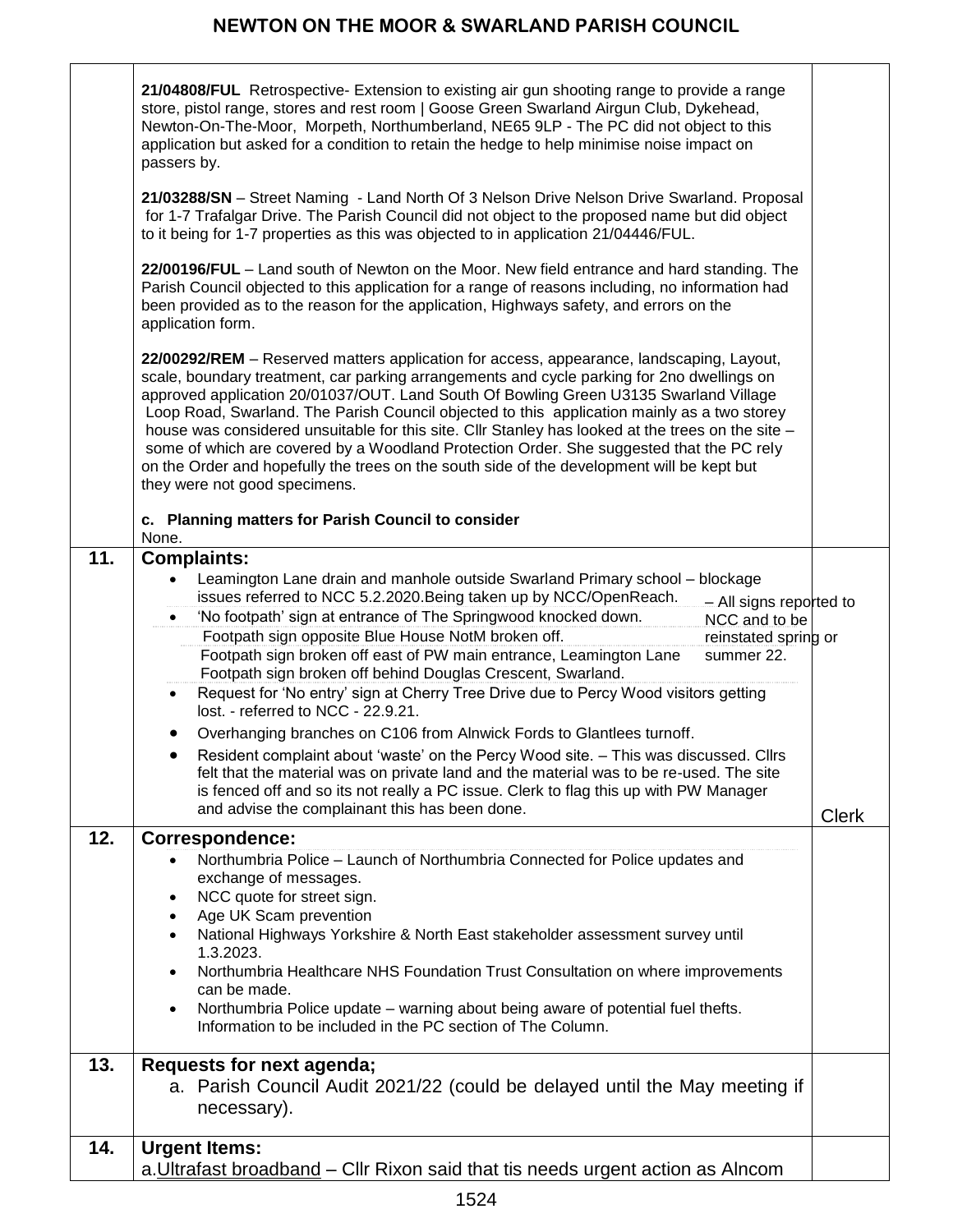| | | |
|---|---|---|
| | **21/04808/FUL** Retrospective- Extension to existing air gun shooting range to provide a range store, pistol range, stores and rest room \| Goose Green Swarland Airgun Club, Dykehead, Newton-On-The-Moor, Morpeth, Northumberland, NE65 9LP - The PC did not object to this application but asked for a condition to retain the hedge to help minimise noise impact on passers by.<br><br>**21/03288/SN** – Street Naming - Land North Of 3 Nelson Drive Nelson Drive Swarland. Proposal for 1-7 Trafalgar Drive. The Parish Council did not object to the proposed name but did object to it being for 1-7 properties as this was objected to in application 21/04446/FUL.<br><br>**22/00196/FUL** – Land south of Newton on the Moor. New field entrance and hard standing. The Parish Council objected to this application for a range of reasons including, no information had been provided as to the reason for the application, Highways safety, and errors on the application form.<br><br>**22/00292/REM** – Reserved matters application for access, appearance, landscaping, Layout, scale, boundary treatment, car parking arrangements and cycle parking for 2no dwellings on approved application 20/01037/OUT. Land South Of Bowling Green U3135 Swarland Village Loop Road, Swarland. The Parish Council objected to this application mainly as a two storey house was considered unsuitable for this site. Cllr Stanley has looked at the trees on the site – some of which are covered by a Woodland Protection Order. She suggested that the PC rely on the Order and hopefully the trees on the south side of the development will be kept but they were not good specimens.<br><br>**c. Planning matters for Parish Council to consider**<br>None. | |
| **11.** | **Complaints:**<br>• Leamington Lane drain and manhole outside Swarland Primary school – blockage issues referred to NCC 5.2.2020.Being taken up by NCC/OpenReach.<br>• 'No footpath' sign at entrance of The Springwood knocked down.<br>Footpath sign opposite Blue House NotM broken off.<br>Footpath sign broken off east of PW main entrance, Leamington Lane<br>Footpath sign broken off behind Douglas Crescent, Swarland.<br>– All signs reported to NCC and to be reinstated spring or summer 22.<br>• Request for 'No entry' sign at Cherry Tree Drive due to Percy Wood visitors getting lost. - referred to NCC - 22.9.21.<br>• Overhanging branches on C106 from Alnwick Fords to Glantlees turnoff.<br>• Resident complaint about 'waste' on the Percy Wood site. – This was discussed. Cllrs felt that the material was on private land and the material was to be re-used. The site is fenced off and so its not really a PC issue. Clerk to flag this up with PW Manager and advise the complainant this has been done. | Clerk |
| **12.** | **Correspondence:**<br>• Northumbria Police – Launch of Northumbria Connected for Police updates and exchange of messages.<br>• NCC quote for street sign.<br>• Age UK Scam prevention<br>• National Highways Yorkshire & North East stakeholder assessment survey until 1.3.2023.<br>• Northumbria Healthcare NHS Foundation Trust Consultation on where improvements can be made.<br>• Northumbria Police update – warning about being aware of potential fuel thefts. Information to be included in the PC section of The Column. | |
| **13.** | **Requests for next agenda;**<br>a. Parish Council Audit 2021/22 (could be delayed until the May meeting if necessary). | |
| **14.** | **Urgent Items:**<br>a. Ultrafast broadband – Cllr Rixon said that tis needs urgent action as Alncom | |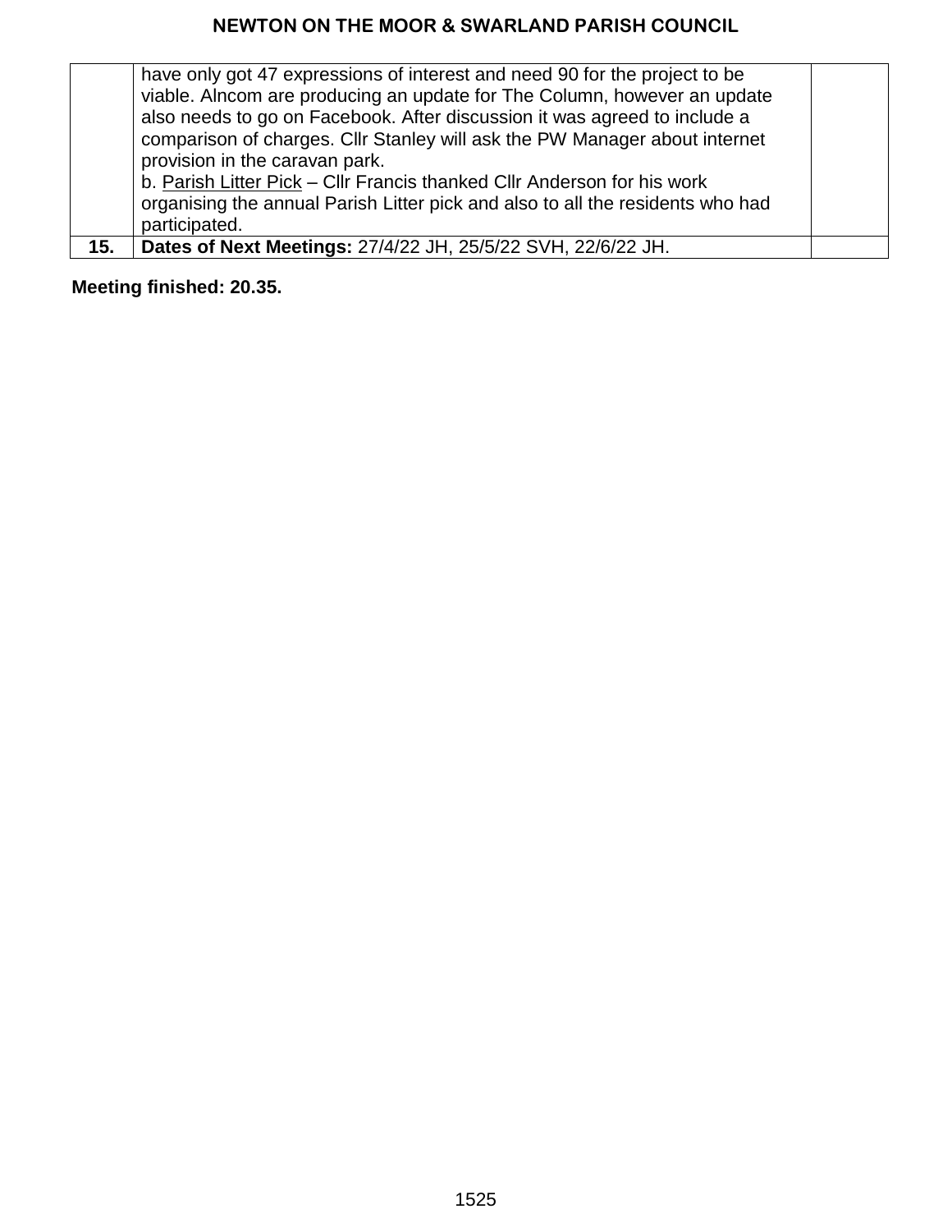| | | |
|---|---|---|
| | have only got 47 expressions of interest and need 90 for the project to be viable. Alncom are producing an update for The Column, however an update also needs to go on Facebook. After discussion it was agreed to include a comparison of charges. Cllr Stanley will ask the PW Manager about internet provision in the caravan park.<br>b. Parish Litter Pick – Cllr Francis thanked Cllr Anderson for his work organising the annual Parish Litter pick and also to all the residents who had participated. | |
| **15.** | **Dates of Next Meetings:** 27/4/22 JH, 25/5/22 SVH, 22/6/22 JH. | |

**Meeting finished: 20.35.**